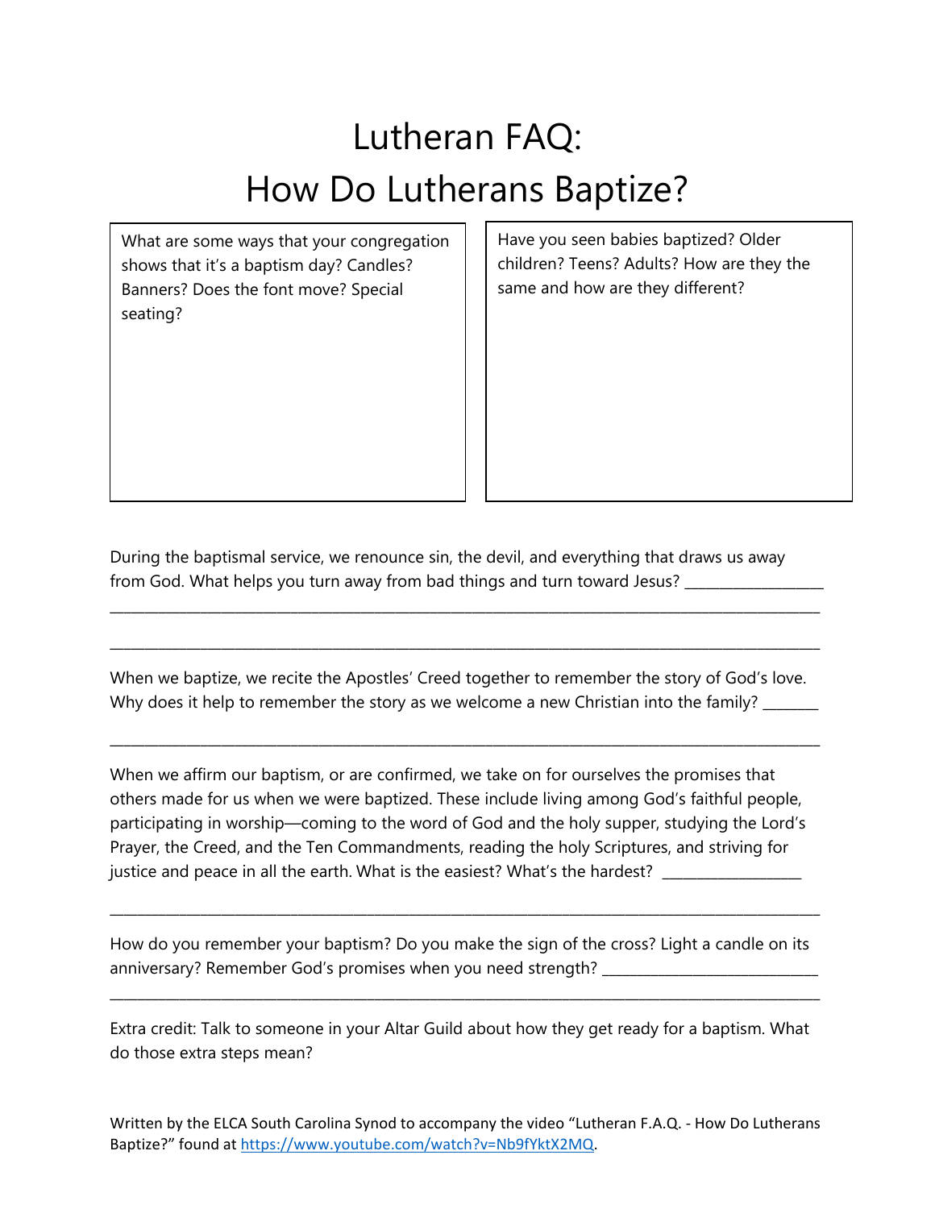# Lutheran FAQ:
# How Do Lutherans Baptize?

| What are some ways that your congregation shows that it's a baptism day? Candles? Banners? Does the font move? Special seating? | Have you seen babies baptized? Older children? Teens? Adults? How are they the same and how are they different? |
| --- | --- |

During the baptismal service, we renounce sin, the devil, and everything that draws us away from God. What helps you turn away from bad things and turn toward Jesus? __________________

______________________________________________________________________________________

______________________________________________________________________________________

When we baptize, we recite the Apostles' Creed together to remember the story of God's love. Why does it help to remember the story as we welcome a new Christian into the family? ________

______________________________________________________________________________________

When we affirm our baptism, or are confirmed, we take on for ourselves the promises that others made for us when we were baptized. These include living among God's faithful people, participating in worship—coming to the word of God and the holy supper, studying the Lord's Prayer, the Creed, and the Ten Commandments, reading the holy Scriptures, and striving for justice and peace in all the earth. What is the easiest? What's the hardest? __________________

______________________________________________________________________________________

How do you remember your baptism? Do you make the sign of the cross? Light a candle on its anniversary? Remember God's promises when you need strength? ____________________________

______________________________________________________________________________________

Extra credit: Talk to someone in your Altar Guild about how they get ready for a baptism. What do those extra steps mean?

Written by the ELCA South Carolina Synod to accompany the video "Lutheran F.A.Q. - How Do Lutherans Baptize?" found at https://www.youtube.com/watch?v=Nb9fYktX2MQ.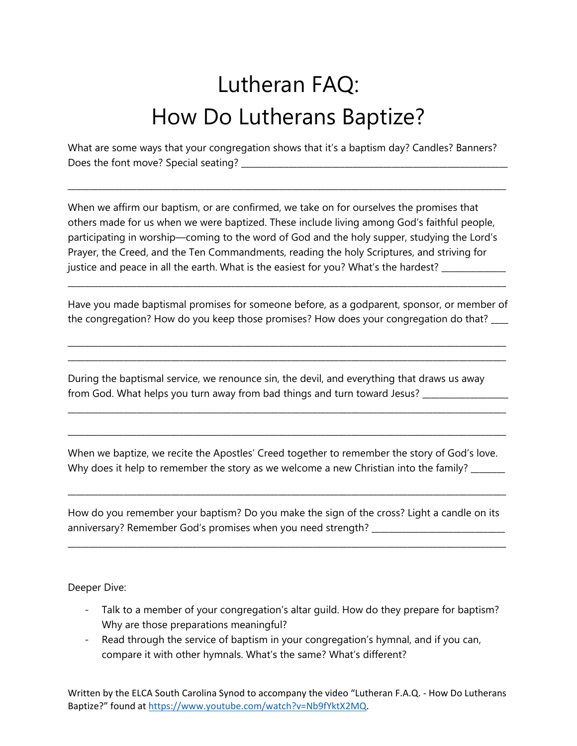# Lutheran FAQ: How Do Lutherans Baptize?

What are some ways that your congregation shows that it's a baptism day? Candles? Banners? Does the font move? Special seating? ___________________________________________

___________________________________________________________________________

When we affirm our baptism, or are confirmed, we take on for ourselves the promises that others made for us when we were baptized. These include living among God's faithful people, participating in worship—coming to the word of God and the holy supper, studying the Lord's Prayer, the Creed, and the Ten Commandments, reading the holy Scriptures, and striving for justice and peace in all the earth. What is the easiest for you? What's the hardest? ___________

___________________________________________________________________________

Have you made baptismal promises for someone before, as a godparent, sponsor, or member of the congregation? How do you keep those promises? How does your congregation do that? ___

___________________________________________________________________________

___________________________________________________________________________

During the baptismal service, we renounce sin, the devil, and everything that draws us away from God. What helps you turn away from bad things and turn toward Jesus? _______________

___________________________________________________________________________

___________________________________________________________________________

When we baptize, we recite the Apostles' Creed together to remember the story of God's love. Why does it help to remember the story as we welcome a new Christian into the family? ______

___________________________________________________________________________

How do you remember your baptism? Do you make the sign of the cross? Light a candle on its anniversary? Remember God's promises when you need strength? _______________________

___________________________________________________________________________

Deeper Dive:

- Talk to a member of your congregation's altar guild. How do they prepare for baptism? Why are those preparations meaningful?
- Read through the service of baptism in your congregation's hymnal, and if you can, compare it with other hymnals. What's the same? What's different?

Written by the ELCA South Carolina Synod to accompany the video "Lutheran F.A.Q. - How Do Lutherans Baptize?" found at https://www.youtube.com/watch?v=Nb9fYktX2MQ.